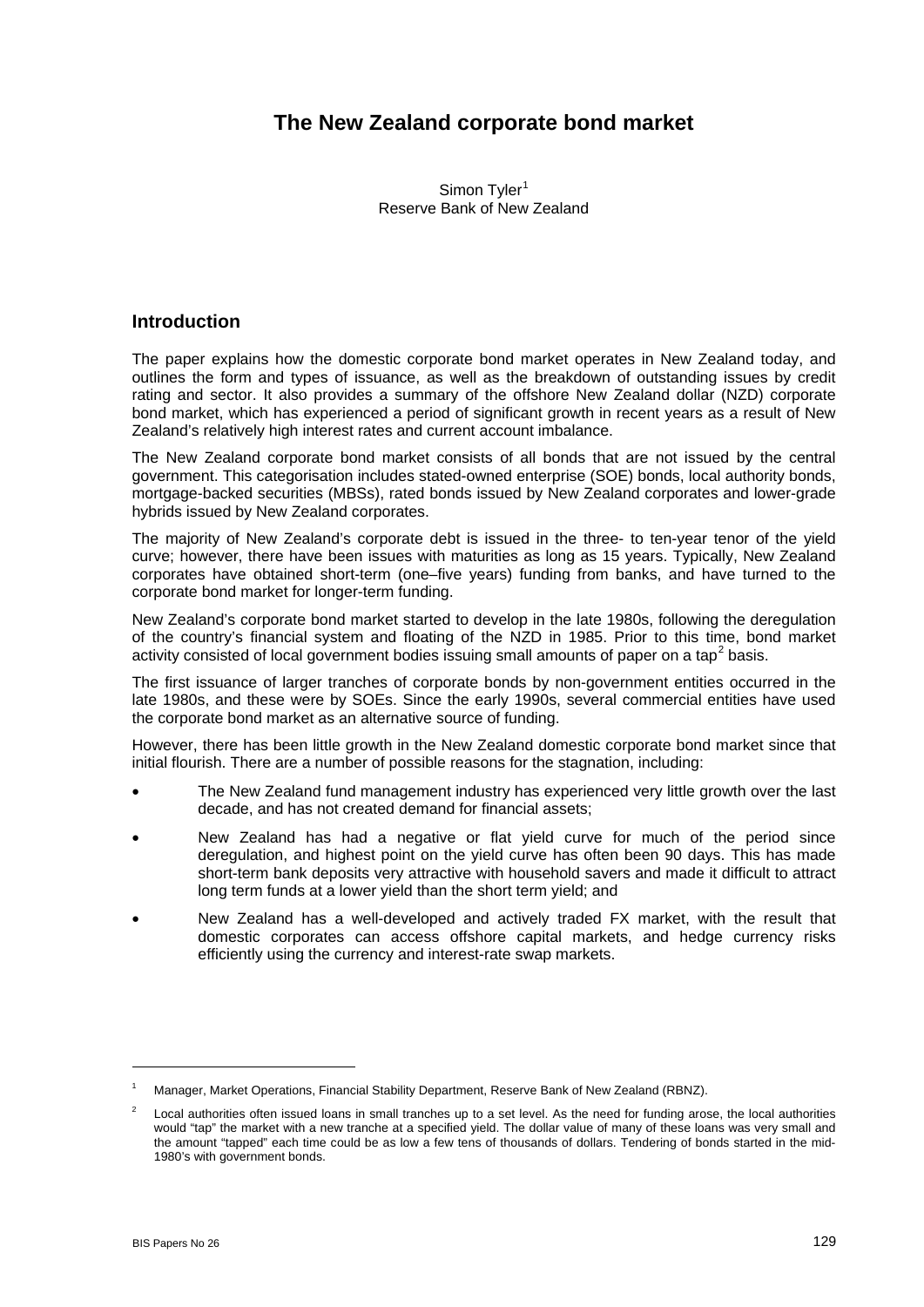# The New Zealand corporate bond market

Simon Tyler[1]
Reserve Bank of New Zealand

## Introduction

The paper explains how the domestic corporate bond market operates in New Zealand today, and outlines the form and types of issuance, as well as the breakdown of outstanding issues by credit rating and sector. It also provides a summary of the offshore New Zealand dollar (NZD) corporate bond market, which has experienced a period of significant growth in recent years as a result of New Zealand's relatively high interest rates and current account imbalance.

The New Zealand corporate bond market consists of all bonds that are not issued by the central government. This categorisation includes stated-owned enterprise (SOE) bonds, local authority bonds, mortgage-backed securities (MBSs), rated bonds issued by New Zealand corporates and lower-grade hybrids issued by New Zealand corporates.

The majority of New Zealand's corporate debt is issued in the three- to ten-year tenor of the yield curve; however, there have been issues with maturities as long as 15 years. Typically, New Zealand corporates have obtained short-term (one–five years) funding from banks, and have turned to the corporate bond market for longer-term funding.

New Zealand's corporate bond market started to develop in the late 1980s, following the deregulation of the country's financial system and floating of the NZD in 1985. Prior to this time, bond market activity consisted of local government bodies issuing small amounts of paper on a tap[2] basis.

The first issuance of larger tranches of corporate bonds by non-government entities occurred in the late 1980s, and these were by SOEs. Since the early 1990s, several commercial entities have used the corporate bond market as an alternative source of funding.

However, there has been little growth in the New Zealand domestic corporate bond market since that initial flourish. There are a number of possible reasons for the stagnation, including:

- The New Zealand fund management industry has experienced very little growth over the last decade, and has not created demand for financial assets;
- New Zealand has had a negative or flat yield curve for much of the period since deregulation, and highest point on the yield curve has often been 90 days. This has made short-term bank deposits very attractive with household savers and made it difficult to attract long term funds at a lower yield than the short term yield; and
- New Zealand has a well-developed and actively traded FX market, with the result that domestic corporates can access offshore capital markets, and hedge currency risks efficiently using the currency and interest-rate swap markets.

---

[1] Manager, Market Operations, Financial Stability Department, Reserve Bank of New Zealand (RBNZ).

[2] Local authorities often issued loans in small tranches up to a set level. As the need for funding arose, the local authorities would "tap" the market with a new tranche at a specified yield. The dollar value of many of these loans was very small and the amount "tapped" each time could be as low a few tens of thousands of dollars. Tendering of bonds started in the mid-1980's with government bonds.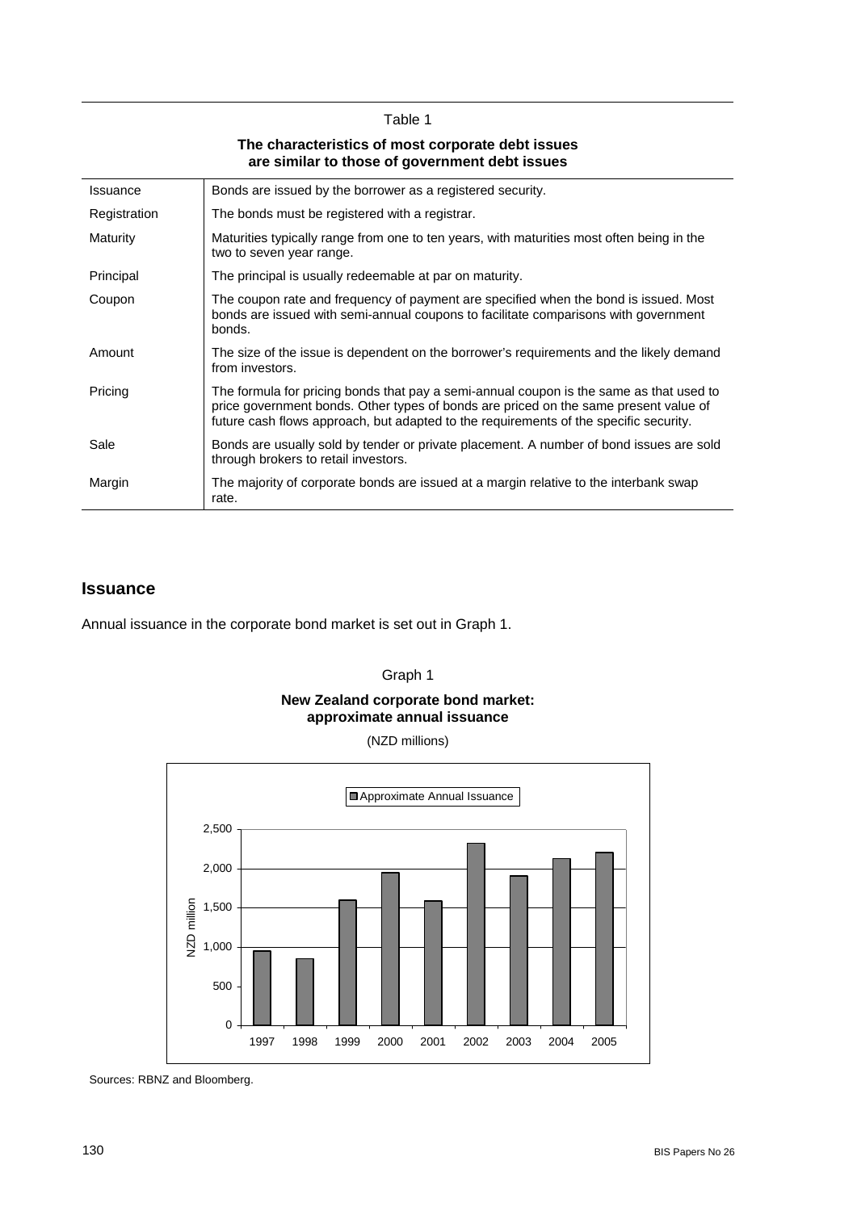Table 1

**The characteristics of most corporate debt issues are similar to those of government debt issues**

| | |
|---|---|
| Issuance | Bonds are issued by the borrower as a registered security. |
| Registration | The bonds must be registered with a registrar. |
| Maturity | Maturities typically range from one to ten years, with maturities most often being in the two to seven year range. |
| Principal | The principal is usually redeemable at par on maturity. |
| Coupon | The coupon rate and frequency of payment are specified when the bond is issued. Most bonds are issued with semi-annual coupons to facilitate comparisons with government bonds. |
| Amount | The size of the issue is dependent on the borrower's requirements and the likely demand from investors. |
| Pricing | The formula for pricing bonds that pay a semi-annual coupon is the same as that used to price government bonds. Other types of bonds are priced on the same present value of future cash flows approach, but adapted to the requirements of the specific security. |
| Sale | Bonds are usually sold by tender or private placement. A number of bond issues are sold through brokers to retail investors. |
| Margin | The majority of corporate bonds are issued at a margin relative to the interbank swap rate. |

## Issuance

Annual issuance in the corporate bond market is set out in Graph 1.

Graph 1

**New Zealand corporate bond market: approximate annual issuance**

(NZD millions)

Approximate Annual Issuance

NZD million

2,500
2,000
1,500
1,000
500
0

1997 1998 1999 2000 2001 2002 2003 2004 2005

Sources: RBNZ and Bloomberg.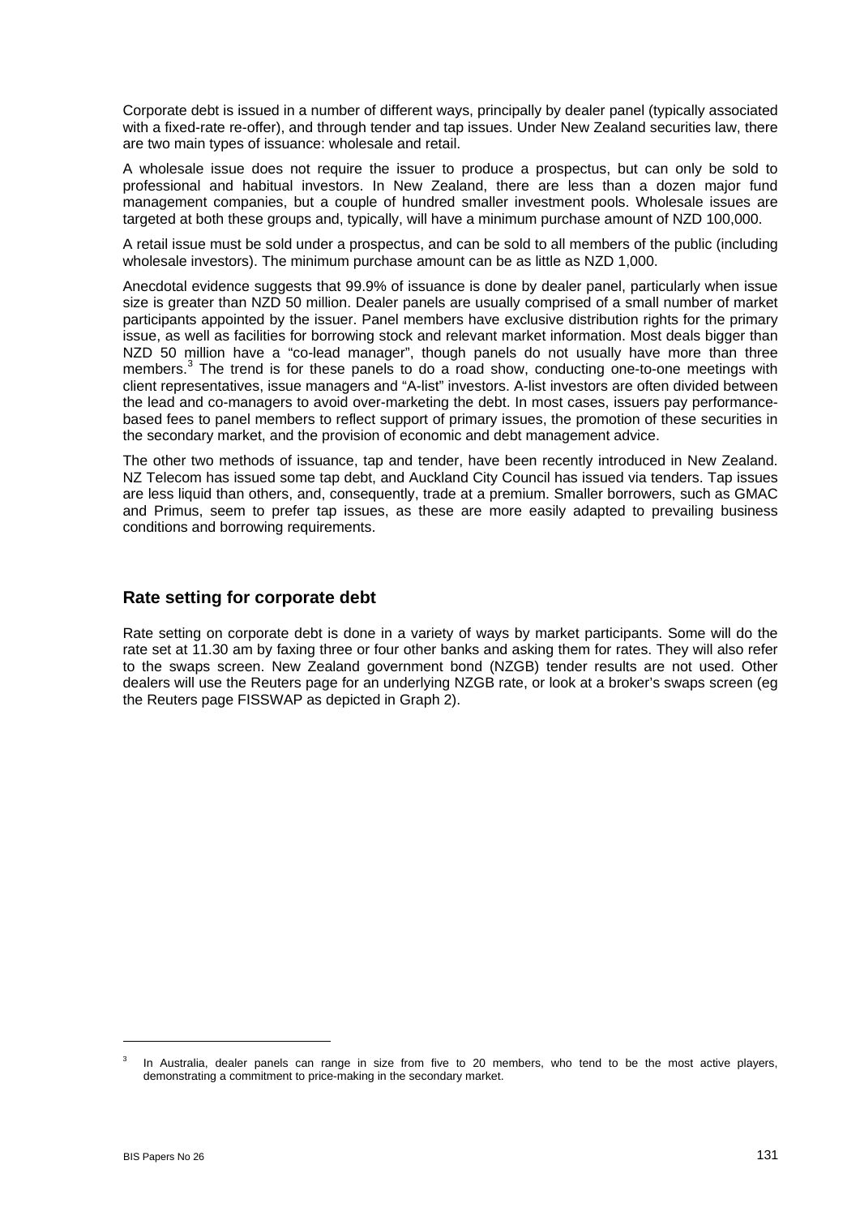Corporate debt is issued in a number of different ways, principally by dealer panel (typically associated with a fixed-rate re-offer), and through tender and tap issues. Under New Zealand securities law, there are two main types of issuance: wholesale and retail.

A wholesale issue does not require the issuer to produce a prospectus, but can only be sold to professional and habitual investors. In New Zealand, there are less than a dozen major fund management companies, but a couple of hundred smaller investment pools. Wholesale issues are targeted at both these groups and, typically, will have a minimum purchase amount of NZD 100,000.

A retail issue must be sold under a prospectus, and can be sold to all members of the public (including wholesale investors). The minimum purchase amount can be as little as NZD 1,000.

Anecdotal evidence suggests that 99.9% of issuance is done by dealer panel, particularly when issue size is greater than NZD 50 million. Dealer panels are usually comprised of a small number of market participants appointed by the issuer. Panel members have exclusive distribution rights for the primary issue, as well as facilities for borrowing stock and relevant market information. Most deals bigger than NZD 50 million have a "co-lead manager", though panels do not usually have more than three members.[3] The trend is for these panels to do a road show, conducting one-to-one meetings with client representatives, issue managers and "A-list" investors. A-list investors are often divided between the lead and co-managers to avoid over-marketing the debt. In most cases, issuers pay performance-based fees to panel members to reflect support of primary issues, the promotion of these securities in the secondary market, and the provision of economic and debt management advice.

The other two methods of issuance, tap and tender, have been recently introduced in New Zealand. NZ Telecom has issued some tap debt, and Auckland City Council has issued via tenders. Tap issues are less liquid than others, and, consequently, trade at a premium. Smaller borrowers, such as GMAC and Primus, seem to prefer tap issues, as these are more easily adapted to prevailing business conditions and borrowing requirements.

## Rate setting for corporate debt

Rate setting on corporate debt is done in a variety of ways by market participants. Some will do the rate set at 11.30 am by faxing three or four other banks and asking them for rates. They will also refer to the swaps screen. New Zealand government bond (NZGB) tender results are not used. Other dealers will use the Reuters page for an underlying NZGB rate, or look at a broker's swaps screen (eg the Reuters page FISSWAP as depicted in Graph 2).

---

[3] In Australia, dealer panels can range in size from five to 20 members, who tend to be the most active players, demonstrating a commitment to price-making in the secondary market.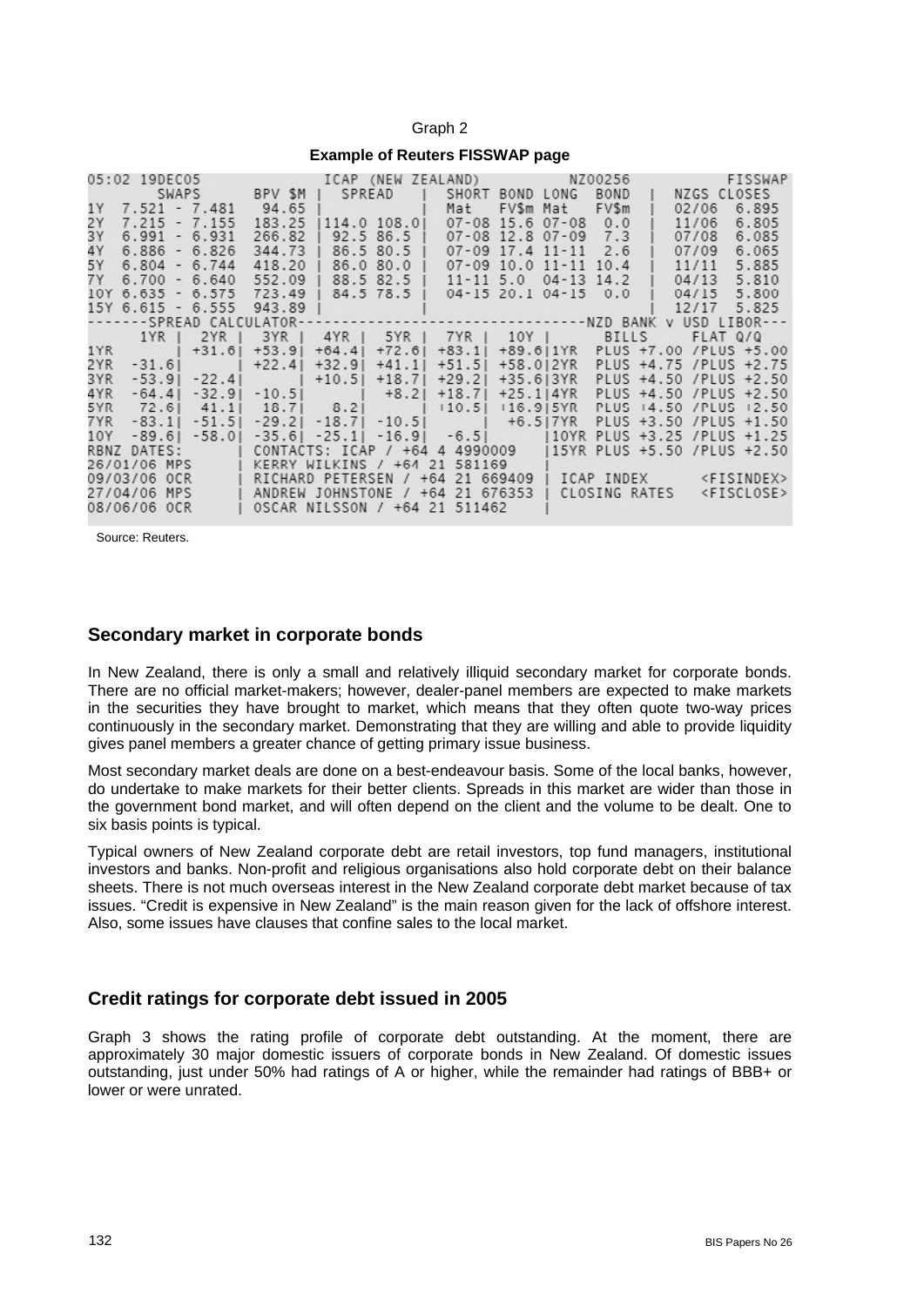Graph 2

**Example of Reuters FISSWAP page**

```
05:02 19DEC05              ICAP (NEW ZEALAND)            NZ00256          FISSWAP
      SWAPS       BPV $M |  SPREAD    |  SHORT BOND LONG  BOND   |  NZGS CLOSES
1Y  7.521 - 7.481   94.65 |            |  Mat   FV$m Mat   FV$m   |  02/06  6.895
2Y  7.215 - 7.155  183.25 |114.0 108.0|  07-08 15.6 07-08  0.0   |  11/06  6.805
3Y  6.991 - 6.931  266.82 | 92.5 86.5  |  07-08 12.8 07-09  7.3   |  07/08  6.085
4Y  6.886 - 6.826  344.73 | 86.5 80.5  |  07-09 17.4 11-11  2.6   |  07/09  6.065
5Y  6.804 - 6.744  418.20 | 86.0 80.0  |  07-09 10.0 11-11 10.4   |  11/11  5.885
7Y  6.700 - 6.640  552.09 | 88.5 82.5  |  11-11 5.0  04-13 14.2   |  04/13  5.810
10Y 6.635 - 6.575  723.49 | 84.5 78.5  |  04-15 20.1 04-15  0.0   |  04/15  5.800
15Y 6.615 - 6.555  943.89 |            |                          |  12/17  5.825
-------SPREAD CALCULATOR-----------------------------------NZD BANK v USD LIBOR---
     1YR |  2YR |  3YR |  4YR |  5YR |  7YR |  10Y |     BILLS      FLAT Q/Q
1YR      | +31.6| +53.9| +64.4| +72.6| +83.1| +89.6|1YR  PLUS +7.00 /PLUS +5.00
2YR -31.6|      | +22.4| +32.9| +41.1| +51.5| +58.0|2YR  PLUS +4.75 /PLUS +2.75
3YR -53.9| -22.4|      | +10.5| +18.7| +29.2| +35.6|3YR  PLUS +4.50 /PLUS +2.50
4YR -64.4| -32.9| -10.5|      |  +8.2| +18.7| +25.1|4YR  PLUS +4.50 /PLUS +2.50
5YR  72.6|  41.1|  18.7|   8.2|      | +10.5| +16.9|5YR  PLUS +4.50 /PLUS +2.50
7YR -83.1| -51.5| -29.2| -18.7| -10.5|      |  +6.5|7YR  PLUS +3.50 /PLUS +1.50
10Y -89.6| -58.0| -35.6| -25.1| -16.9|  -6.5|      |10YR PLUS +3.25 /PLUS +1.25
RBNZ DATES:     | CONTACTS: ICAP / +64 4 4990009    |15YR PLUS +5.50 /PLUS +2.50
26/01/06 MPS    | KERRY WILKINS / +64 21 581169     |
09/03/06 OCR    | RICHARD PETERSEN / +64 21 669409  | ICAP INDEX      <FISINDEX>
27/04/06 MPS    | ANDREW JOHNSTONE / +64 21 676353  | CLOSING RATES   <FISCLOSE>
08/06/06 OCR    | OSCAR NILSSON / +64 21 511462     |
```

Source: Reuters.

## Secondary market in corporate bonds

In New Zealand, there is only a small and relatively illiquid secondary market for corporate bonds. There are no official market-makers; however, dealer-panel members are expected to make markets in the securities they have brought to market, which means that they often quote two-way prices continuously in the secondary market. Demonstrating that they are willing and able to provide liquidity gives panel members a greater chance of getting primary issue business.

Most secondary market deals are done on a best-endeavour basis. Some of the local banks, however, do undertake to make markets for their better clients. Spreads in this market are wider than those in the government bond market, and will often depend on the client and the volume to be dealt. One to six basis points is typical.

Typical owners of New Zealand corporate debt are retail investors, top fund managers, institutional investors and banks. Non-profit and religious organisations also hold corporate debt on their balance sheets. There is not much overseas interest in the New Zealand corporate debt market because of tax issues. "Credit is expensive in New Zealand" is the main reason given for the lack of offshore interest. Also, some issues have clauses that confine sales to the local market.

## Credit ratings for corporate debt issued in 2005

Graph 3 shows the rating profile of corporate debt outstanding. At the moment, there are approximately 30 major domestic issuers of corporate bonds in New Zealand. Of domestic issues outstanding, just under 50% had ratings of A or higher, while the remainder had ratings of BBB+ or lower or were unrated.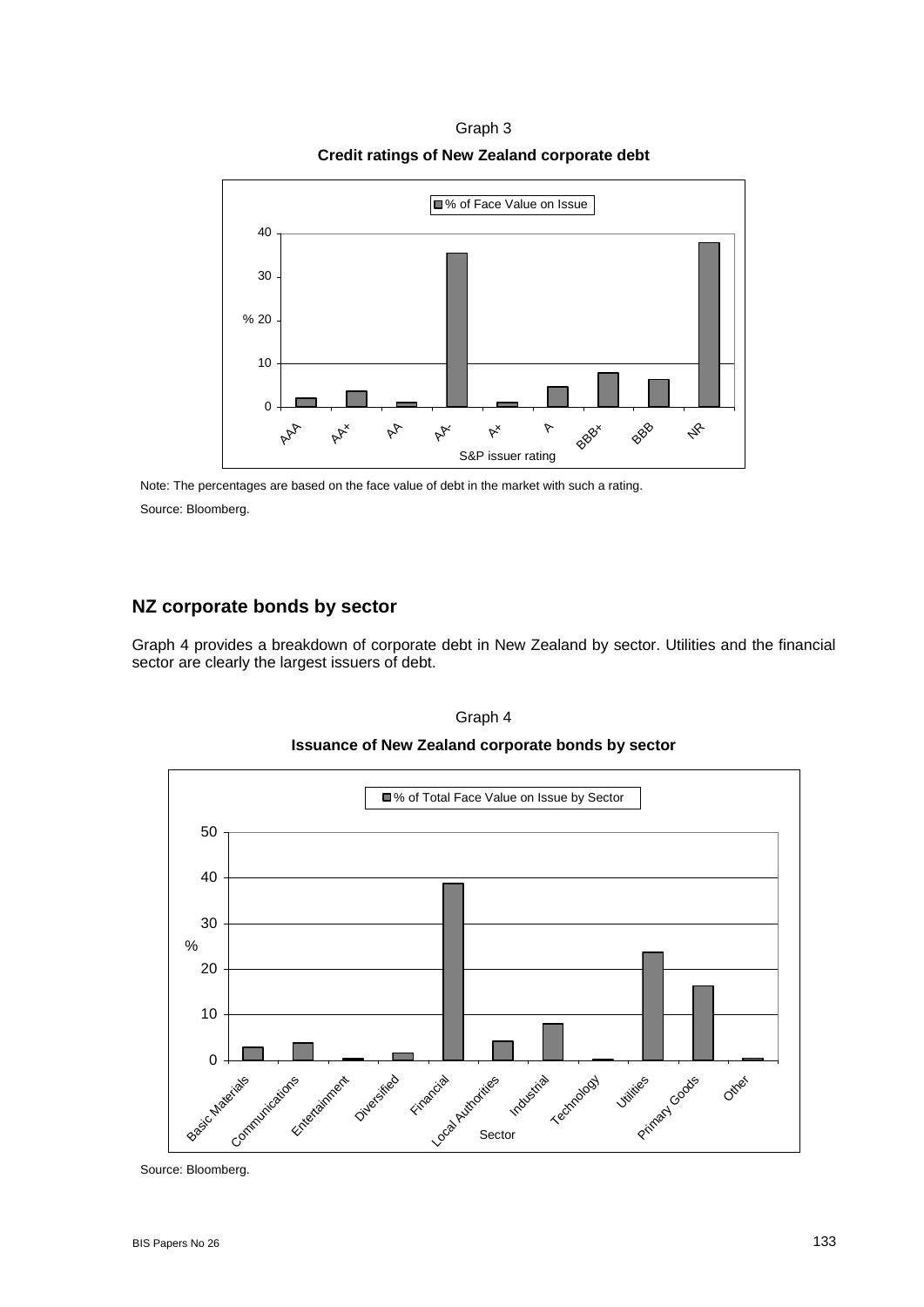Graph 3

**Credit ratings of New Zealand corporate debt**

Note: The percentages are based on the face value of debt in the market with such a rating.

Source: Bloomberg.

## NZ corporate bonds by sector

Graph 4 provides a breakdown of corporate debt in New Zealand by sector. Utilities and the financial sector are clearly the largest issuers of debt.

Graph 4

**Issuance of New Zealand corporate bonds by sector**

Source: Bloomberg.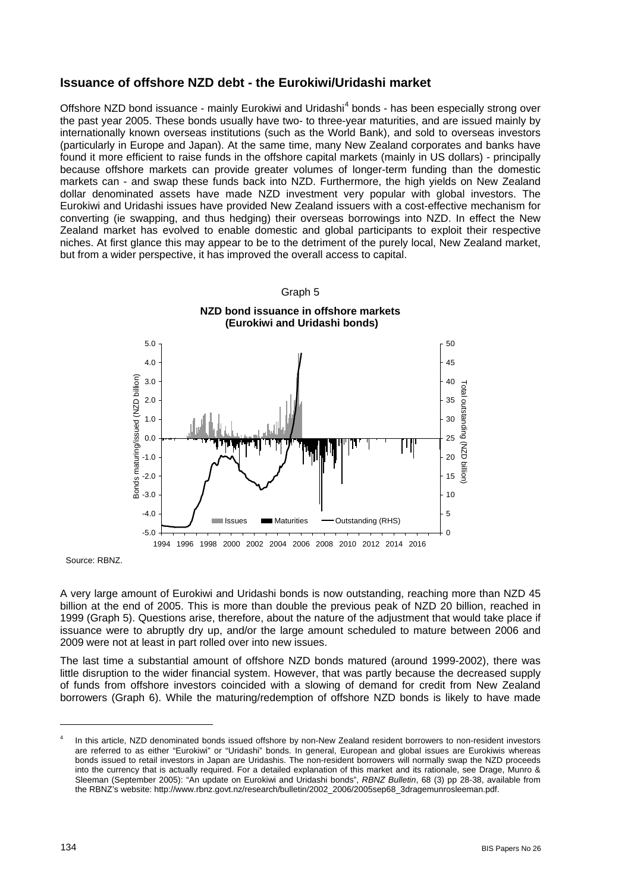## Issuance of offshore NZD debt - the Eurokiwi/Uridashi market

Offshore NZD bond issuance - mainly Eurokiwi and Uridashi[4] bonds - has been especially strong over the past year 2005. These bonds usually have two- to three-year maturities, and are issued mainly by internationally known overseas institutions (such as the World Bank), and sold to overseas investors (particularly in Europe and Japan). At the same time, many New Zealand corporates and banks have found it more efficient to raise funds in the offshore capital markets (mainly in US dollars) - principally because offshore markets can provide greater volumes of longer-term funding than the domestic markets can - and swap these funds back into NZD. Furthermore, the high yields on New Zealand dollar denominated assets have made NZD investment very popular with global investors. The Eurokiwi and Uridashi issues have provided New Zealand issuers with a cost-effective mechanism for converting (ie swapping, and thus hedging) their overseas borrowings into NZD. In effect the New Zealand market has evolved to enable domestic and global participants to exploit their respective niches. At first glance this may appear to be to the detriment of the purely local, New Zealand market, but from a wider perspective, it has improved the overall access to capital.

Graph 5

**NZD bond issuance in offshore markets (Eurokiwi and Uridashi bonds)**

Bonds maturing/issued (NZD billion)

5.0
4.0
3.0
2.0
1.0
0.0
-1.0
-2.0
-3.0
-4.0
-5.0

Total outstanding (NZD billion)

50
45
40
35
30
25
20
15
10
5
0

1994 1996 1998 2000 2002 2004 2006 2008 2010 2012 2014 2016

Issues
Maturities
Outstanding (RHS)

Source: RBNZ.

A very large amount of Eurokiwi and Uridashi bonds is now outstanding, reaching more than NZD 45 billion at the end of 2005. This is more than double the previous peak of NZD 20 billion, reached in 1999 (Graph 5). Questions arise, therefore, about the nature of the adjustment that would take place if issuance were to abruptly dry up, and/or the large amount scheduled to mature between 2006 and 2009 were not at least in part rolled over into new issues.

The last time a substantial amount of offshore NZD bonds matured (around 1999-2002), there was little disruption to the wider financial system. However, that was partly because the decreased supply of funds from offshore investors coincided with a slowing of demand for credit from New Zealand borrowers (Graph 6). While the maturing/redemption of offshore NZD bonds is likely to have made

[4] In this article, NZD denominated bonds issued offshore by non-New Zealand resident borrowers to non-resident investors are referred to as either "Eurokiwi" or "Uridashi" bonds. In general, European and global issues are Eurokiwis whereas bonds issued to retail investors in Japan are Uridashis. The non-resident borrowers will normally swap the NZD proceeds into the currency that is actually required. For a detailed explanation of this market and its rationale, see Drage, Munro & Sleeman (September 2005): "An update on Eurokiwi and Uridashi bonds", *RBNZ Bulletin*, 68 (3) pp 28-38, available from the RBNZ's website: http://www.rbnz.govt.nz/research/bulletin/2002_2006/2005sep68_3dragemunrosleeman.pdf.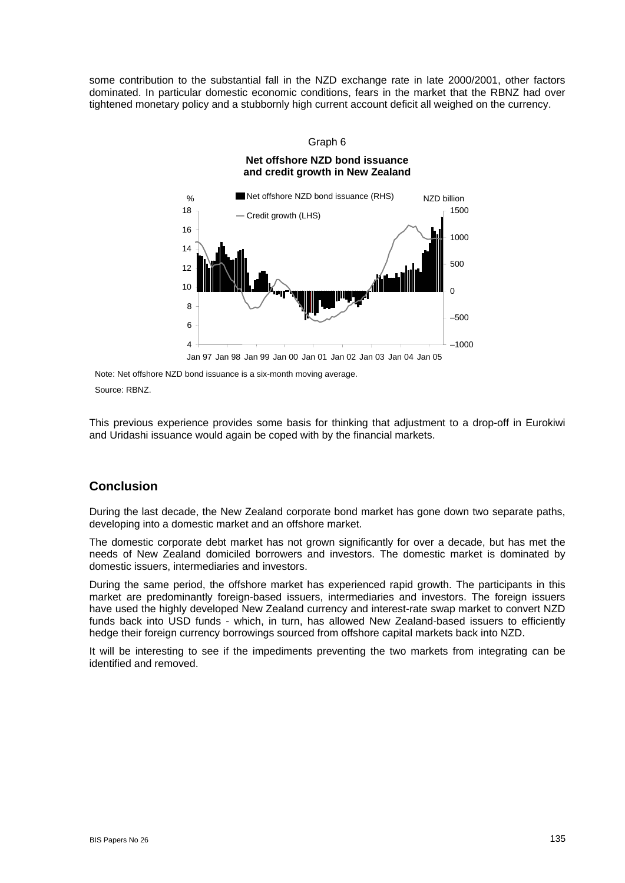some contribution to the substantial fall in the NZD exchange rate in late 2000/2001, other factors dominated. In particular domestic economic conditions, fears in the market that the RBNZ had over tightened monetary policy and a stubbornly high current account deficit all weighed on the currency.

Graph 6

**Net offshore NZD bond issuance and credit growth in New Zealand**

%

NZD billion

Net offshore NZD bond issuance (RHS)

Credit growth (LHS)

18
16
14
12
10
8
6
4

1500
1000
500
0
–500
–1000

Jan 97 Jan 98 Jan 99 Jan 00 Jan 01 Jan 02 Jan 03 Jan 04 Jan 05

Note: Net offshore NZD bond issuance is a six-month moving average.

Source: RBNZ.

This previous experience provides some basis for thinking that adjustment to a drop-off in Eurokiwi and Uridashi issuance would again be coped with by the financial markets.

## Conclusion

During the last decade, the New Zealand corporate bond market has gone down two separate paths, developing into a domestic market and an offshore market.

The domestic corporate debt market has not grown significantly for over a decade, but has met the needs of New Zealand domiciled borrowers and investors. The domestic market is dominated by domestic issuers, intermediaries and investors.

During the same period, the offshore market has experienced rapid growth. The participants in this market are predominantly foreign-based issuers, intermediaries and investors. The foreign issuers have used the highly developed New Zealand currency and interest-rate swap market to convert NZD funds back into USD funds - which, in turn, has allowed New Zealand-based issuers to efficiently hedge their foreign currency borrowings sourced from offshore capital markets back into NZD.

It will be interesting to see if the impediments preventing the two markets from integrating can be identified and removed.